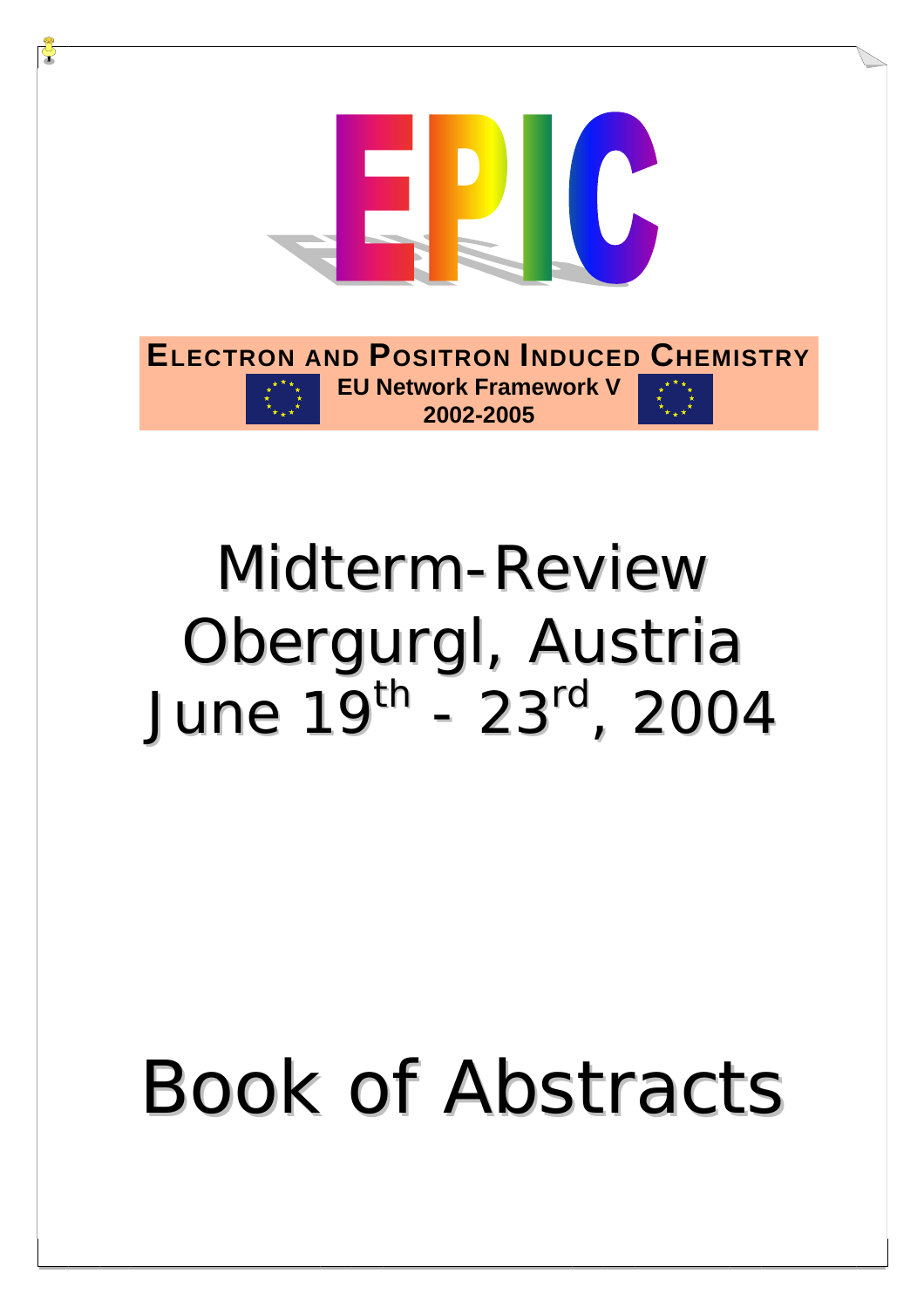# EPIC

**ELECTRON AND POSITRON INDUCED CHEMISTRY**

**EU Network Framework V**

**2002-2005**

# Midterm-Review

# Obergurgl, Austria

# June 19th - 23rd, 2004

# Book of Abstracts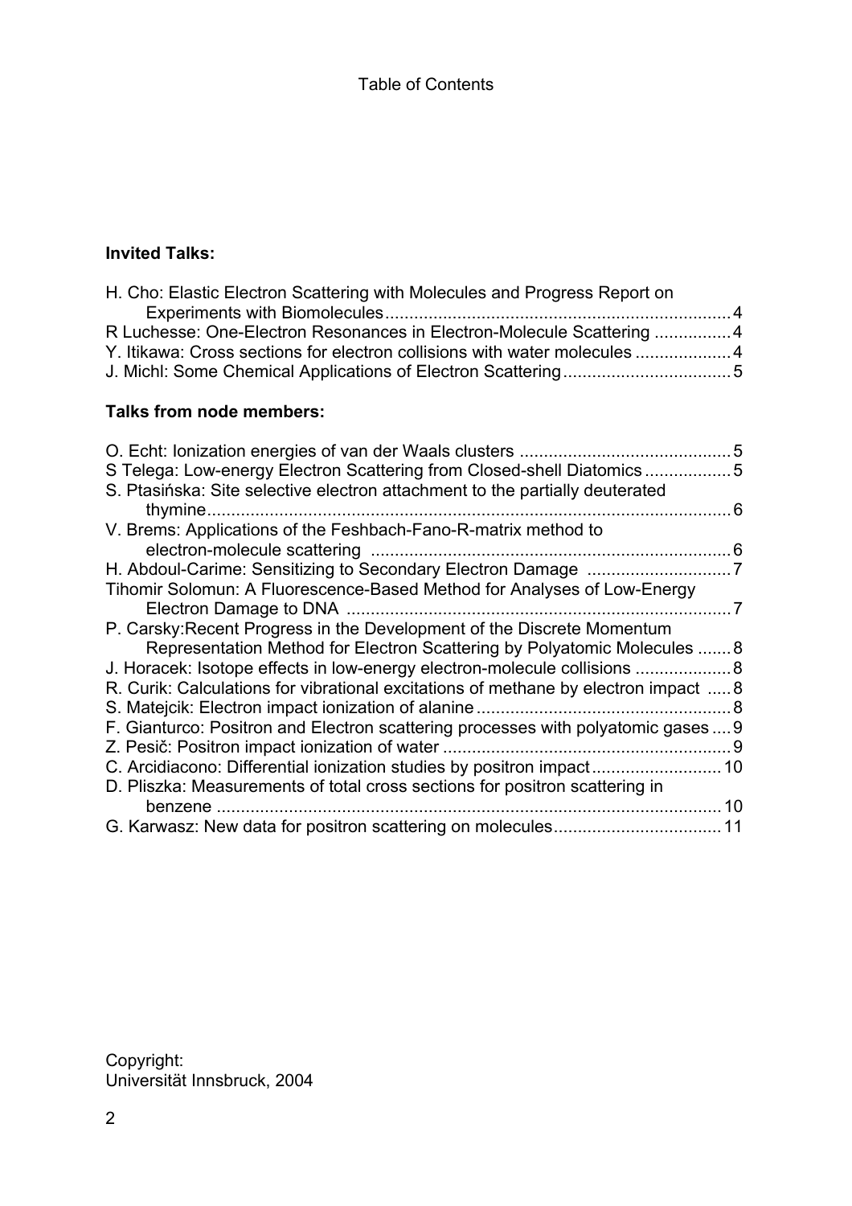# Table of Contents

**Invited Talks:**

H. Cho: Elastic Electron Scattering with Molecules and Progress Report on Experiments with Biomolecules........................................................................4
R Luchesse: One-Electron Resonances in Electron-Molecule Scattering ................4
Y. Itikawa: Cross sections for electron collisions with water molecules ....................4
J. Michl: Some Chemical Applications of Electron Scattering...................................5

**Talks from node members:**

O. Echt: Ionization energies of van der Waals clusters ............................................5
S Telega: Low-energy Electron Scattering from Closed-shell Diatomics ..................5
S. Ptasińska: Site selective electron attachment to the partially deuterated thymine..............................................................................................................6
V. Brems: Applications of the Feshbach-Fano-R-matrix method to electron-molecule scattering ...........................................................................6
H. Abdoul-Carime: Sensitizing to Secondary Electron Damage ..............................7
Tihomir Solomun: A Fluorescence-Based Method for Analyses of Low-Energy Electron Damage to DNA ................................................................................7
P. Carsky:Recent Progress in the Development of the Discrete Momentum Representation Method for Electron Scattering by Polyatomic Molecules .......8
J. Horacek: Isotope effects in low-energy electron-molecule collisions ....................8
R. Curik: Calculations for vibrational excitations of methane by electron impact .....8
S. Matejcik: Electron impact ionization of alanine.....................................................8
F. Gianturco: Positron and Electron scattering processes with polyatomic gases ....9
Z. Pesič: Positron impact ionization of water ............................................................9
C. Arcidiacono: Differential ionization studies by positron impact...........................10
D. Pliszka: Measurements of total cross sections for positron scattering in benzene .........................................................................................................10
G. Karwasz: New data for positron scattering on molecules...................................11

Copyright:
Universität Innsbruck, 2004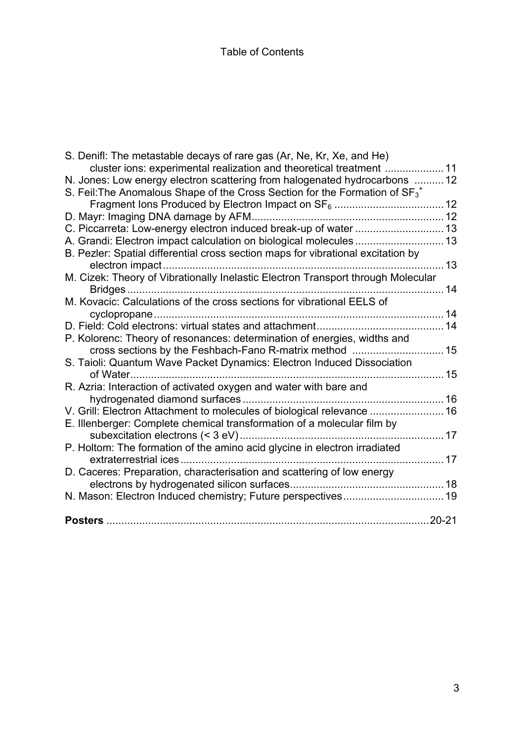Table of Contents

S. Denifl: The metastable decays of rare gas (Ar, Ne, Kr, Xe, and He) cluster ions: experimental realization and theoretical treatment .................... 11

N. Jones: Low energy electron scattering from halogenated hydrocarbons .......... 12

S. Feil:The Anomalous Shape of the Cross Section for the Formation of $SF_3^+$ Fragment Ions Produced by Electron Impact on $SF_6$ ..................................... 12

D. Mayr: Imaging DNA damage by AFM................................................................. 12

C. Piccarreta: Low-energy electron induced break-up of water .............................. 13

A. Grandi: Electron impact calculation on biological molecules .............................. 13

B. Pezler: Spatial differential cross section maps for vibrational excitation by electron impact............................................................................................... 13

M. Cizek: Theory of Vibrationally Inelastic Electron Transport through Molecular Bridges ........................................................................................................... 14

M. Kovacic: Calculations of the cross sections for vibrational EELS of cyclopropane .................................................................................................. 14

D. Field: Cold electrons: virtual states and attachment........................................... 14

P. Kolorenc: Theory of resonances: determination of energies, widths and cross sections by the Feshbach-Fano R-matrix method ............................... 15

S. Taioli: Quantum Wave Packet Dynamics: Electron Induced Dissociation of Water.......................................................................................................... 15

R. Azria: Interaction of activated oxygen and water with bare and hydrogenated diamond surfaces .................................................................... 16

V. Grill: Electron Attachment to molecules of biological relevance ......................... 16

E. Illenberger: Complete chemical transformation of a molecular film by subexcitation electrons (< 3 eV)..................................................................... 17

P. Holtom: The formation of the amino acid glycine in electron irradiated extraterrestrial ices ......................................................................................... 17

D. Caceres: Preparation, characterisation and scattering of low energy electrons by hydrogenated silicon surfaces.................................................... 18

N. Mason: Electron Induced chemistry; Future perspectives.................................. 19

**Posters** ............................................................................................................20-21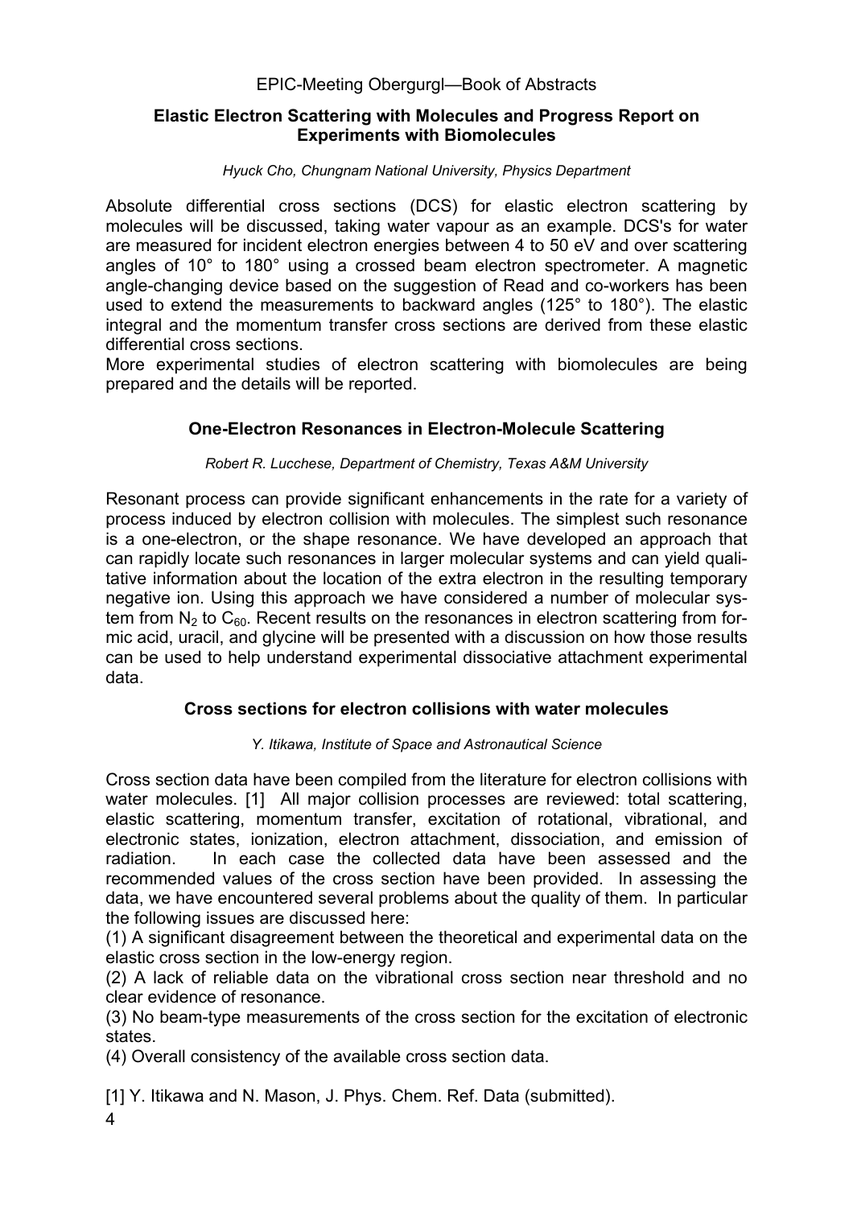### Elastic Electron Scattering with Molecules and Progress Report on Experiments with Biomolecules

*Hyuck Cho, Chungnam National University, Physics Department*

Absolute differential cross sections (DCS) for elastic electron scattering by molecules will be discussed, taking water vapour as an example. DCS's for water are measured for incident electron energies between 4 to 50 eV and over scattering angles of 10° to 180° using a crossed beam electron spectrometer. A magnetic angle-changing device based on the suggestion of Read and co-workers has been used to extend the measurements to backward angles (125° to 180°). The elastic integral and the momentum transfer cross sections are derived from these elastic differential cross sections.
More experimental studies of electron scattering with biomolecules are being prepared and the details will be reported.

### One-Electron Resonances in Electron-Molecule Scattering

*Robert R. Lucchese, Department of Chemistry, Texas A&M University*

Resonant process can provide significant enhancements in the rate for a variety of process induced by electron collision with molecules. The simplest such resonance is a one-electron, or the shape resonance. We have developed an approach that can rapidly locate such resonances in larger molecular systems and can yield qualitative information about the location of the extra electron in the resulting temporary negative ion. Using this approach we have considered a number of molecular system from $N_2$ to $C_{60}$. Recent results on the resonances in electron scattering from formic acid, uracil, and glycine will be presented with a discussion on how those results can be used to help understand experimental dissociative attachment experimental data.

### Cross sections for electron collisions with water molecules

*Y. Itikawa, Institute of Space and Astronautical Science*

Cross section data have been compiled from the literature for electron collisions with water molecules. [1] All major collision processes are reviewed: total scattering, elastic scattering, momentum transfer, excitation of rotational, vibrational, and electronic states, ionization, electron attachment, dissociation, and emission of radiation. In each case the collected data have been assessed and the recommended values of the cross section have been provided. In assessing the data, we have encountered several problems about the quality of them. In particular the following issues are discussed here:

(1) A significant disagreement between the theoretical and experimental data on the elastic cross section in the low-energy region.

(2) A lack of reliable data on the vibrational cross section near threshold and no clear evidence of resonance.

(3) No beam-type measurements of the cross section for the excitation of electronic states.

(4) Overall consistency of the available cross section data.

[1] Y. Itikawa and N. Mason, J. Phys. Chem. Ref. Data (submitted).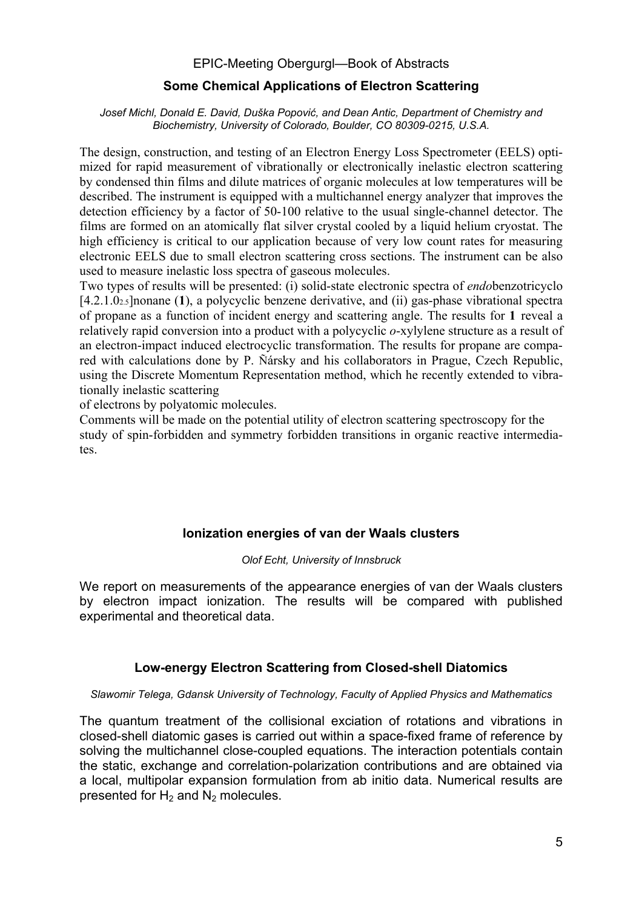## Some Chemical Applications of Electron Scattering

*Josef Michl, Donald E. David, Duška Popović, and Dean Antic, Department of Chemistry and Biochemistry, University of Colorado, Boulder, CO 80309-0215, U.S.A.*

The design, construction, and testing of an Electron Energy Loss Spectrometer (EELS) optimized for rapid measurement of vibrationally or electronically inelastic electron scattering by condensed thin films and dilute matrices of organic molecules at low temperatures will be described. The instrument is equipped with a multichannel energy analyzer that improves the detection efficiency by a factor of 50-100 relative to the usual single-channel detector. The films are formed on an atomically flat silver crystal cooled by a liquid helium cryostat. The high efficiency is critical to our application because of very low count rates for measuring electronic EELS due to small electron scattering cross sections. The instrument can be also used to measure inelastic loss spectra of gaseous molecules.

Two types of results will be presented: (i) solid-state electronic spectra of *endo*benzotricyclo [4.2.1.0$_{2.5}$]nonane (**1**), a polycyclic benzene derivative, and (ii) gas-phase vibrational spectra of propane as a function of incident energy and scattering angle. The results for **1** reveal a relatively rapid conversion into a product with a polycyclic *o*-xylylene structure as a result of an electron-impact induced electrocyclic transformation. The results for propane are compared with calculations done by P. Ňársky and his collaborators in Prague, Czech Republic, using the Discrete Momentum Representation method, which he recently extended to vibrationally inelastic scattering of electrons by polyatomic molecules.

Comments will be made on the potential utility of electron scattering spectroscopy for the study of spin-forbidden and symmetry forbidden transitions in organic reactive intermediates.

## Ionization energies of van der Waals clusters

*Olof Echt, University of Innsbruck*

We report on measurements of the appearance energies of van der Waals clusters by electron impact ionization. The results will be compared with published experimental and theoretical data.

## Low-energy Electron Scattering from Closed-shell Diatomics

*Slawomir Telega, Gdansk University of Technology, Faculty of Applied Physics and Mathematics*

The quantum treatment of the collisional exciation of rotations and vibrations in closed-shell diatomic gases is carried out within a space-fixed frame of reference by solving the multichannel close-coupled equations. The interaction potentials contain the static, exchange and correlation-polarization contributions and are obtained via a local, multipolar expansion formulation from ab initio data. Numerical results are presented for $H_2$ and $N_2$ molecules.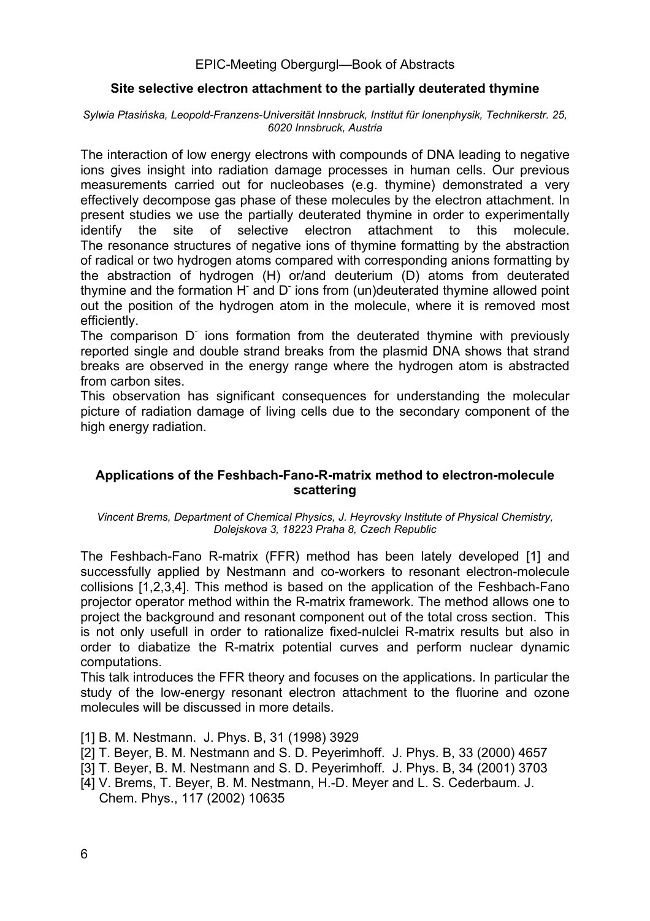## Site selective electron attachment to the partially deuterated thymine

*Sylwia Ptasińska, Leopold-Franzens-Universität Innsbruck, Institut für Ionenphysik, Technikerstr. 25, 6020 Innsbruck, Austria*

The interaction of low energy electrons with compounds of DNA leading to negative ions gives insight into radiation damage processes in human cells. Our previous measurements carried out for nucleobases (e.g. thymine) demonstrated a very effectively decompose gas phase of these molecules by the electron attachment. In present studies we use the partially deuterated thymine in order to experimentally identify the site of selective electron attachment to this molecule. The resonance structures of negative ions of thymine formatting by the abstraction of radical or two hydrogen atoms compared with corresponding anions formatting by the abstraction of hydrogen (H) or/and deuterium (D) atoms from deuterated thymine and the formation $H^-$ and $D^-$ ions from (un)deuterated thymine allowed point out the position of the hydrogen atom in the molecule, where it is removed most efficiently.

The comparison $D^-$ ions formation from the deuterated thymine with previously reported single and double strand breaks from the plasmid DNA shows that strand breaks are observed in the energy range where the hydrogen atom is abstracted from carbon sites.

This observation has significant consequences for understanding the molecular picture of radiation damage of living cells due to the secondary component of the high energy radiation.

## Applications of the Feshbach-Fano-R-matrix method to electron-molecule scattering

*Vincent Brems, Department of Chemical Physics, J. Heyrovsky Institute of Physical Chemistry, Dolejskova 3, 18223 Praha 8, Czech Republic*

The Feshbach-Fano R-matrix (FFR) method has been lately developed [1] and successfully applied by Nestmann and co-workers to resonant electron-molecule collisions [1,2,3,4]. This method is based on the application of the Feshbach-Fano projector operator method within the R-matrix framework. The method allows one to project the background and resonant component out of the total cross section. This is not only usefull in order to rationalize fixed-nulclei R-matrix results but also in order to diabatize the R-matrix potential curves and perform nuclear dynamic computations.

This talk introduces the FFR theory and focuses on the applications. In particular the study of the low-energy resonant electron attachment to the fluorine and ozone molecules will be discussed in more details.

[1] B. M. Nestmann. J. Phys. B, 31 (1998) 3929
[2] T. Beyer, B. M. Nestmann and S. D. Peyerimhoff. J. Phys. B, 33 (2000) 4657
[3] T. Beyer, B. M. Nestmann and S. D. Peyerimhoff. J. Phys. B, 34 (2001) 3703
[4] V. Brems, T. Beyer, B. M. Nestmann, H.-D. Meyer and L. S. Cederbaum. J. Chem. Phys., 117 (2002) 10635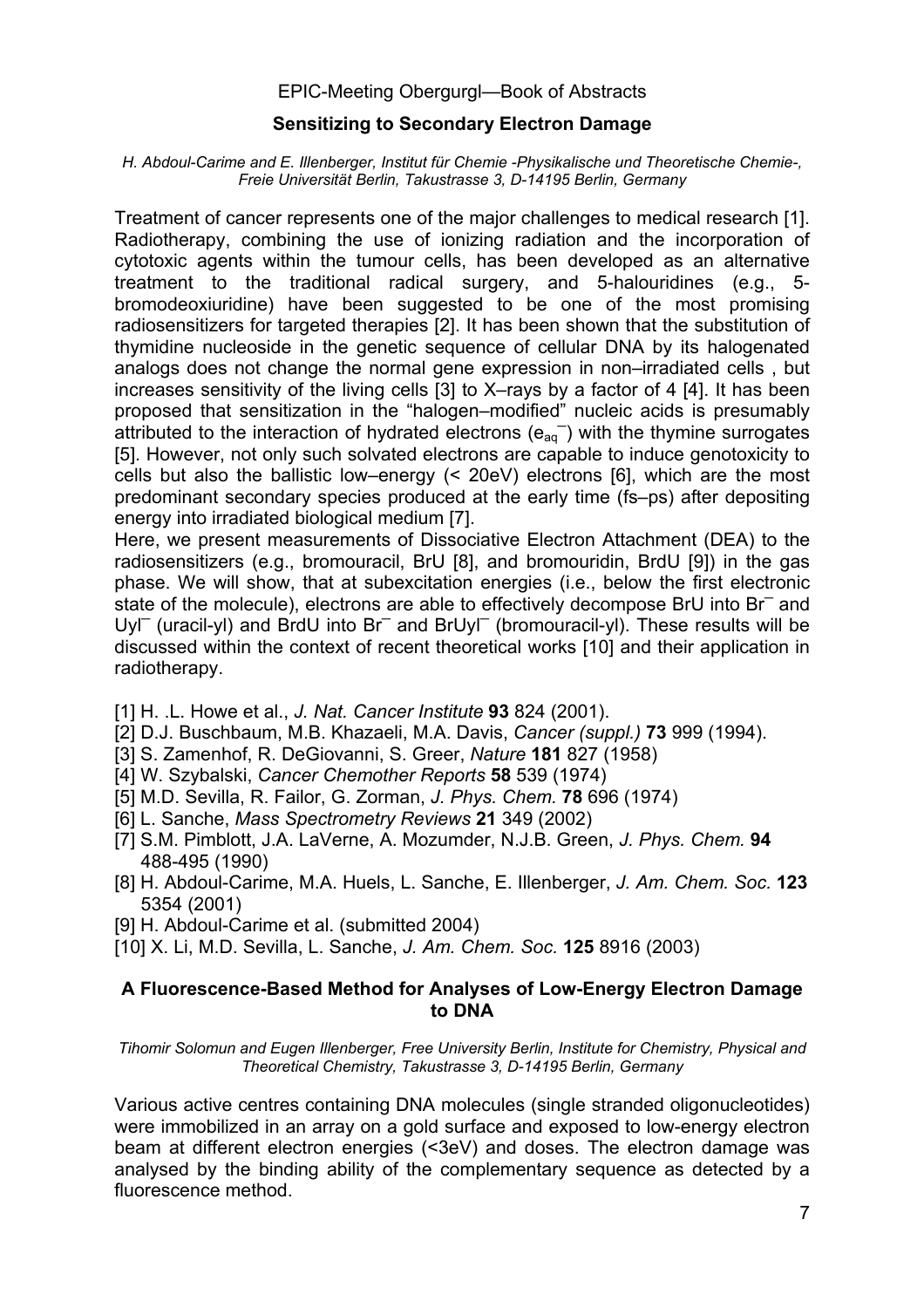## Sensitizing to Secondary Electron Damage

*H. Abdoul-Carime and E. Illenberger, Institut für Chemie -Physikalische und Theoretische Chemie-, Freie Universität Berlin, Takustrasse 3, D-14195 Berlin, Germany*

Treatment of cancer represents one of the major challenges to medical research [1]. Radiotherapy, combining the use of ionizing radiation and the incorporation of cytotoxic agents within the tumour cells, has been developed as an alternative treatment to the traditional radical surgery, and 5-halouridines (e.g., 5-bromodeoxiuridine) have been suggested to be one of the most promising radiosensitizers for targeted therapies [2]. It has been shown that the substitution of thymidine nucleoside in the genetic sequence of cellular DNA by its halogenated analogs does not change the normal gene expression in non–irradiated cells , but increases sensitivity of the living cells [3] to X–rays by a factor of 4 [4]. It has been proposed that sensitization in the "halogen–modified" nucleic acids is presumably attributed to the interaction of hydrated electrons ($e_{aq}^{-}$) with the thymine surrogates [5]. However, not only such solvated electrons are capable to induce genotoxicity to cells but also the ballistic low–energy (< 20eV) electrons [6], which are the most predominant secondary species produced at the early time (fs–ps) after depositing energy into irradiated biological medium [7].

Here, we present measurements of Dissociative Electron Attachment (DEA) to the radiosensitizers (e.g., bromouracil, BrU [8], and bromouridin, BrdU [9]) in the gas phase. We will show, that at subexcitation energies (i.e., below the first electronic state of the molecule), electrons are able to effectively decompose BrU into $Br^{-}$ and $Uyl^{-}$ (uracil-yl) and BrdU into $Br^{-}$ and $BrUyl^{-}$ (bromouracil-yl). These results will be discussed within the context of recent theoretical works [10] and their application in radiotherapy.

[1] H. .L. Howe et al., *J. Nat. Cancer Institute* **93** 824 (2001).
[2] D.J. Buschbaum, M.B. Khazaeli, M.A. Davis, *Cancer (suppl.)* **73** 999 (1994).
[3] S. Zamenhof, R. DeGiovanni, S. Greer, *Nature* **181** 827 (1958)
[4] W. Szybalski, *Cancer Chemother Reports* **58** 539 (1974)
[5] M.D. Sevilla, R. Failor, G. Zorman, *J. Phys. Chem.* **78** 696 (1974)
[6] L. Sanche, *Mass Spectrometry Reviews* **21** 349 (2002)
[7] S.M. Pimblott, J.A. LaVerne, A. Mozumder, N.J.B. Green, *J. Phys. Chem.* **94** 488-495 (1990)
[8] H. Abdoul-Carime, M.A. Huels, L. Sanche, E. Illenberger, *J. Am. Chem. Soc.* **123** 5354 (2001)
[9] H. Abdoul-Carime et al. (submitted 2004)
[10] X. Li, M.D. Sevilla, L. Sanche, *J. Am. Chem. Soc.* **125** 8916 (2003)

## A Fluorescence-Based Method for Analyses of Low-Energy Electron Damage to DNA

*Tihomir Solomun and Eugen Illenberger, Free University Berlin, Institute for Chemistry, Physical and Theoretical Chemistry, Takustrasse 3, D-14195 Berlin, Germany*

Various active centres containing DNA molecules (single stranded oligonucleotides) were immobilized in an array on a gold surface and exposed to low-energy electron beam at different electron energies (<3eV) and doses. The electron damage was analysed by the binding ability of the complementary sequence as detected by a fluorescence method.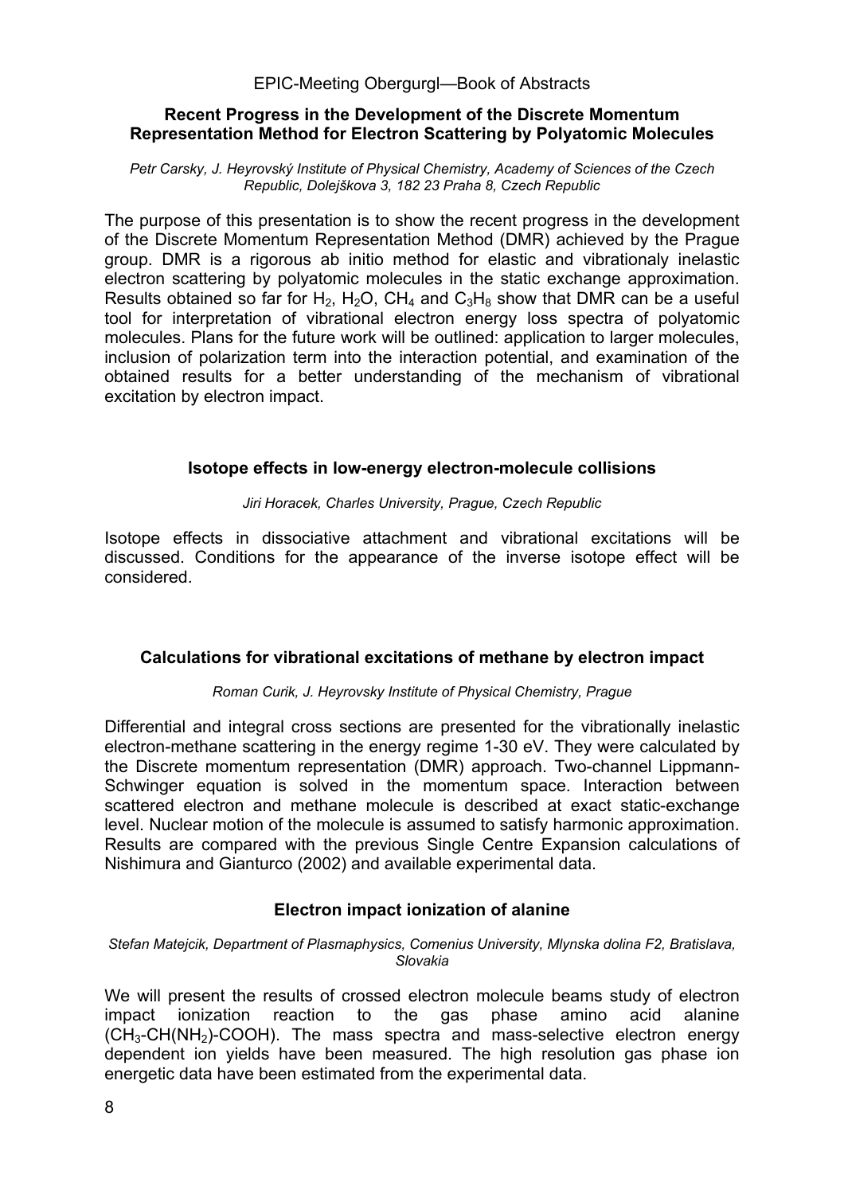### Recent Progress in the Development of the Discrete Momentum Representation Method for Electron Scattering by Polyatomic Molecules

*Petr Carsky, J. Heyrovský Institute of Physical Chemistry, Academy of Sciences of the Czech Republic, Dolejškova 3, 182 23 Praha 8, Czech Republic*

The purpose of this presentation is to show the recent progress in the development of the Discrete Momentum Representation Method (DMR) achieved by the Prague group. DMR is a rigorous ab initio method for elastic and vibrationaly inelastic electron scattering by polyatomic molecules in the static exchange approximation. Results obtained so far for $H_2$, $H_2O$, $CH_4$ and $C_3H_8$ show that DMR can be a useful tool for interpretation of vibrational electron energy loss spectra of polyatomic molecules. Plans for the future work will be outlined: application to larger molecules, inclusion of polarization term into the interaction potential, and examination of the obtained results for a better understanding of the mechanism of vibrational excitation by electron impact.

### Isotope effects in low-energy electron-molecule collisions

*Jiri Horacek, Charles University, Prague, Czech Republic*

Isotope effects in dissociative attachment and vibrational excitations will be discussed. Conditions for the appearance of the inverse isotope effect will be considered.

### Calculations for vibrational excitations of methane by electron impact

*Roman Curik, J. Heyrovsky Institute of Physical Chemistry, Prague*

Differential and integral cross sections are presented for the vibrationally inelastic electron-methane scattering in the energy regime 1-30 eV. They were calculated by the Discrete momentum representation (DMR) approach. Two-channel Lippmann-Schwinger equation is solved in the momentum space. Interaction between scattered electron and methane molecule is described at exact static-exchange level. Nuclear motion of the molecule is assumed to satisfy harmonic approximation. Results are compared with the previous Single Centre Expansion calculations of Nishimura and Gianturco (2002) and available experimental data.

### Electron impact ionization of alanine

*Stefan Matejcik, Department of Plasmaphysics, Comenius University, Mlynska dolina F2, Bratislava, Slovakia*

We will present the results of crossed electron molecule beams study of electron impact ionization reaction to the gas phase amino acid alanine ($CH_3$-$CH(NH_2)$-$COOH$). The mass spectra and mass-selective electron energy dependent ion yields have been measured. The high resolution gas phase ion energetic data have been estimated from the experimental data.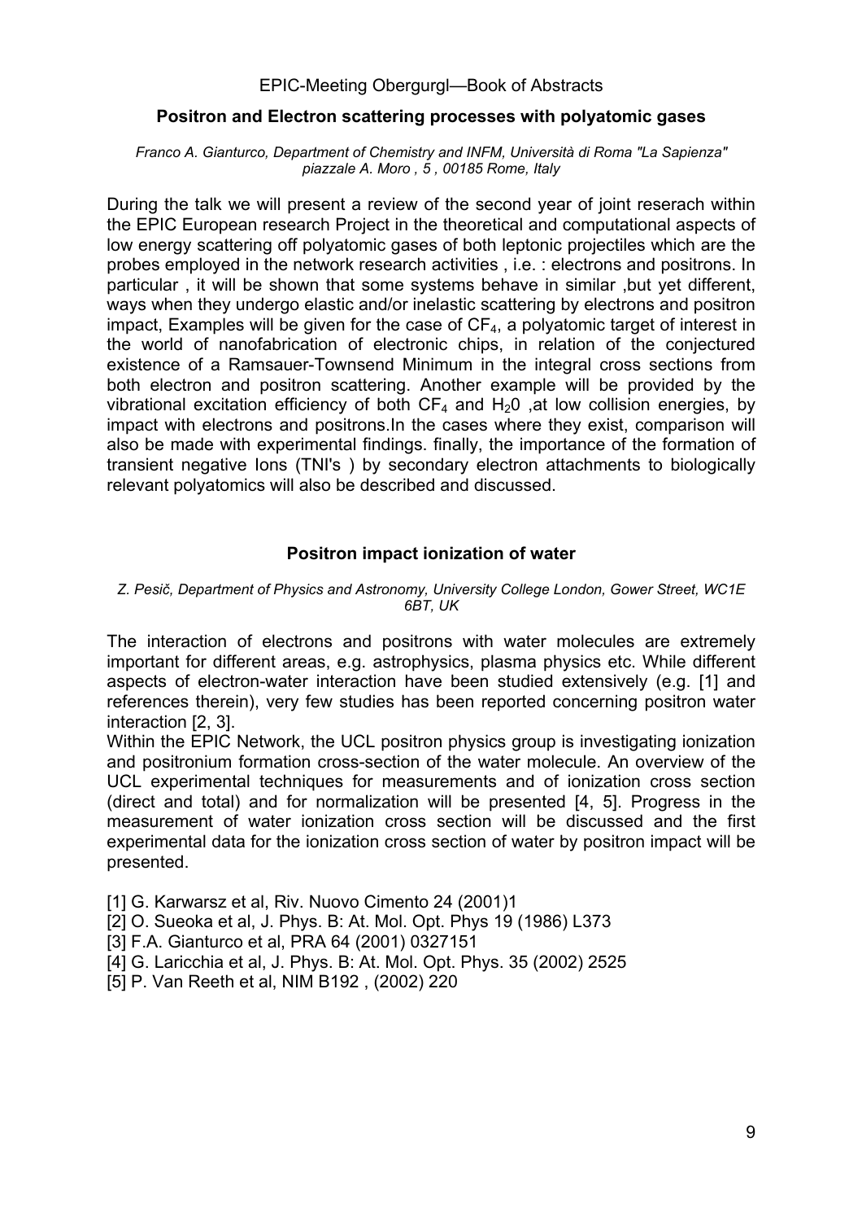## Positron and Electron scattering processes with polyatomic gases

*Franco A. Gianturco, Department of Chemistry and INFM, Università di Roma "La Sapienza" piazzale A. Moro , 5 , 00185 Rome, Italy*

During the talk we will present a review of the second year of joint reserach within the EPIC European research Project in the theoretical and computational aspects of low energy scattering off polyatomic gases of both leptonic projectiles which are the probes employed in the network research activities , i.e. : electrons and positrons. In particular , it will be shown that some systems behave in similar ,but yet different, ways when they undergo elastic and/or inelastic scattering by electrons and positron impact, Examples will be given for the case of $CF_4$, a polyatomic target of interest in the world of nanofabrication of electronic chips, in relation of the conjectured existence of a Ramsauer-Townsend Minimum in the integral cross sections from both electron and positron scattering. Another example will be provided by the vibrational excitation efficiency of both $CF_4$ and $H_20$ ,at low collision energies, by impact with electrons and positrons.In the cases where they exist, comparison will also be made with experimental findings. finally, the importance of the formation of transient negative Ions (TNI's ) by secondary electron attachments to biologically relevant polyatomics will also be described and discussed.

## Positron impact ionization of water

*Z. Pesič, Department of Physics and Astronomy, University College London, Gower Street, WC1E 6BT, UK*

The interaction of electrons and positrons with water molecules are extremely important for different areas, e.g. astrophysics, plasma physics etc. While different aspects of electron-water interaction have been studied extensively (e.g. [1] and references therein), very few studies has been reported concerning positron water interaction [2, 3].

Within the EPIC Network, the UCL positron physics group is investigating ionization and positronium formation cross-section of the water molecule. An overview of the UCL experimental techniques for measurements and of ionization cross section (direct and total) and for normalization will be presented [4, 5]. Progress in the measurement of water ionization cross section will be discussed and the first experimental data for the ionization cross section of water by positron impact will be presented.

[1] G. Karwarsz et al, Riv. Nuovo Cimento 24 (2001)1
[2] O. Sueoka et al, J. Phys. B: At. Mol. Opt. Phys 19 (1986) L373
[3] F.A. Gianturco et al, PRA 64 (2001) 0327151
[4] G. Laricchia et al, J. Phys. B: At. Mol. Opt. Phys. 35 (2002) 2525
[5] P. Van Reeth et al, NIM B192 , (2002) 220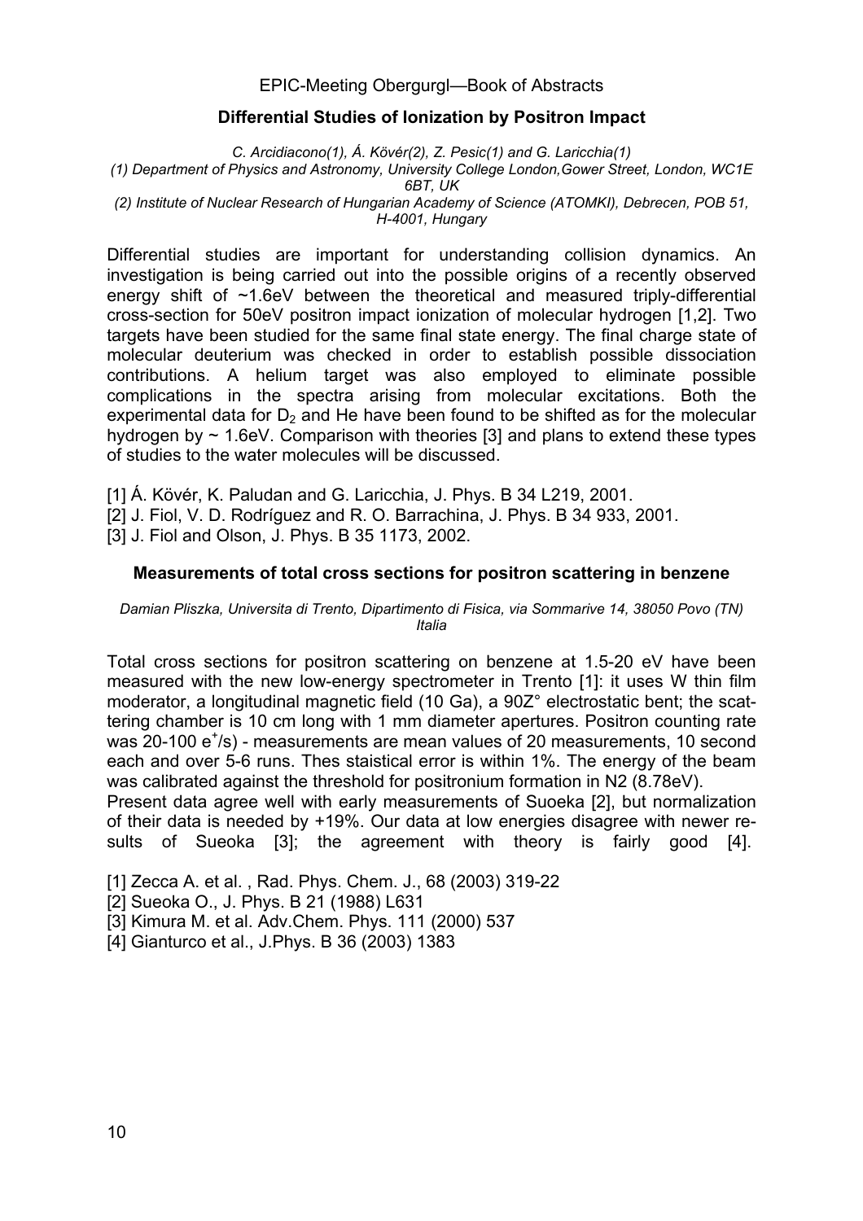## Differential Studies of Ionization by Positron Impact

*C. Arcidiacono(1), Á. Kövér(2), Z. Pesic(1) and G. Laricchia(1)*
*(1) Department of Physics and Astronomy, University College London,Gower Street, London, WC1E 6BT, UK*
*(2) Institute of Nuclear Research of Hungarian Academy of Science (ATOMKI), Debrecen, POB 51, H-4001, Hungary*

Differential studies are important for understanding collision dynamics. An investigation is being carried out into the possible origins of a recently observed energy shift of ~1.6eV between the theoretical and measured triply-differential cross-section for 50eV positron impact ionization of molecular hydrogen [1,2]. Two targets have been studied for the same final state energy. The final charge state of molecular deuterium was checked in order to establish possible dissociation contributions. A helium target was also employed to eliminate possible complications in the spectra arising from molecular excitations. Both the experimental data for $D_2$ and He have been found to be shifted as for the molecular hydrogen by ~ 1.6eV. Comparison with theories [3] and plans to extend these types of studies to the water molecules will be discussed.

[1] Á. Kövér, K. Paludan and G. Laricchia, J. Phys. B 34 L219, 2001.
[2] J. Fiol, V. D. Rodríguez and R. O. Barrachina, J. Phys. B 34 933, 2001.
[3] J. Fiol and Olson, J. Phys. B 35 1173, 2002.

## Measurements of total cross sections for positron scattering in benzene

*Damian Pliszka, Universita di Trento, Dipartimento di Fisica, via Sommarive 14, 38050 Povo (TN) Italia*

Total cross sections for positron scattering on benzene at 1.5-20 eV have been measured with the new low-energy spectrometer in Trento [1]: it uses W thin film moderator, a longitudinal magnetic field (10 Ga), a 90Z° electrostatic bent; the scattering chamber is 10 cm long with 1 mm diameter apertures. Positron counting rate was 20-100 $e^+$/s) - measurements are mean values of 20 measurements, 10 second each and over 5-6 runs. Thes staistical error is within 1%. The energy of the beam was calibrated against the threshold for positronium formation in N2 (8.78eV).
Present data agree well with early measurements of Suoeka [2], but normalization of their data is needed by +19%. Our data at low energies disagree with newer results of Sueoka [3]; the agreement with theory is fairly good [4].

[1] Zecca A. et al. , Rad. Phys. Chem. J., 68 (2003) 319-22
[2] Sueoka O., J. Phys. B 21 (1988) L631
[3] Kimura M. et al. Adv.Chem. Phys. 111 (2000) 537
[4] Gianturco et al., J.Phys. B 36 (2003) 1383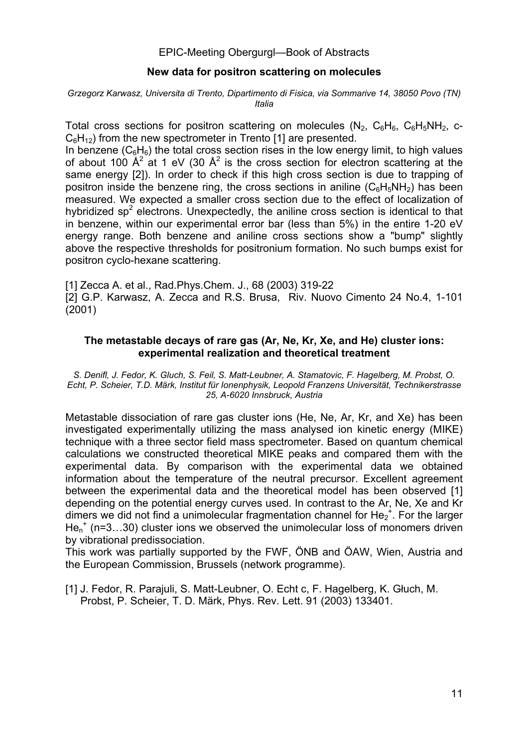## New data for positron scattering on molecules

*Grzegorz Karwasz, Universita di Trento, Dipartimento di Fisica, via Sommarive 14, 38050 Povo (TN) Italia*

Total cross sections for positron scattering on molecules ($N_2$, $C_6H_6$, $C_6H_5NH_2$, c-$C_6H_{12}$) from the new spectrometer in Trento [1] are presented.

In benzene ($C_6H_6$) the total cross section rises in the low energy limit, to high values of about 100 $Å^2$ at 1 eV (30 $Å^2$ is the cross section for electron scattering at the same energy [2]). In order to check if this high cross section is due to trapping of positron inside the benzene ring, the cross sections in aniline ($C_6H_5NH_2$) has been measured. We expected a smaller cross section due to the effect of localization of hybridized $sp^2$ electrons. Unexpectedly, the aniline cross section is identical to that in benzene, within our experimental error bar (less than 5%) in the entire 1-20 eV energy range. Both benzene and aniline cross sections show a "bump" slightly above the respective thresholds for positronium formation. No such bumps exist for positron cyclo-hexane scattering.

[1] Zecca A. et al., Rad.Phys.Chem. J., 68 (2003) 319-22

[2] G.P. Karwasz, A. Zecca and R.S. Brusa, Riv. Nuovo Cimento 24 No.4, 1-101 (2001)

## The metastable decays of rare gas (Ar, Ne, Kr, Xe, and He) cluster ions: experimental realization and theoretical treatment

*S. Denifl, J. Fedor, K. Gluch, S. Feil, S. Matt-Leubner, A. Stamatovic, F. Hagelberg, M. Probst, O. Echt, P. Scheier, T.D. Märk, Institut für Ionenphysik, Leopold Franzens Universität, Technikerstrasse 25, A-6020 Innsbruck, Austria*

Metastable dissociation of rare gas cluster ions (He, Ne, Ar, Kr, and Xe) has been investigated experimentally utilizing the mass analysed ion kinetic energy (MIKE) technique with a three sector field mass spectrometer. Based on quantum chemical calculations we constructed theoretical MIKE peaks and compared them with the experimental data. By comparison with the experimental data we obtained information about the temperature of the neutral precursor. Excellent agreement between the experimental data and the theoretical model has been observed [1] depending on the potential energy curves used. In contrast to the Ar, Ne, Xe and Kr dimers we did not find a unimolecular fragmentation channel for $He_2^+$. For the larger $He_n^+$ (n=3…30) cluster ions we observed the unimolecular loss of monomers driven by vibrational predissociation.

This work was partially supported by the FWF, ÖNB and ÖAW, Wien, Austria and the European Commission, Brussels (network programme).

[1] J. Fedor, R. Parajuli, S. Matt-Leubner, O. Echt c, F. Hagelberg, K. Głuch, M. Probst, P. Scheier, T. D. Märk, Phys. Rev. Lett. 91 (2003) 133401.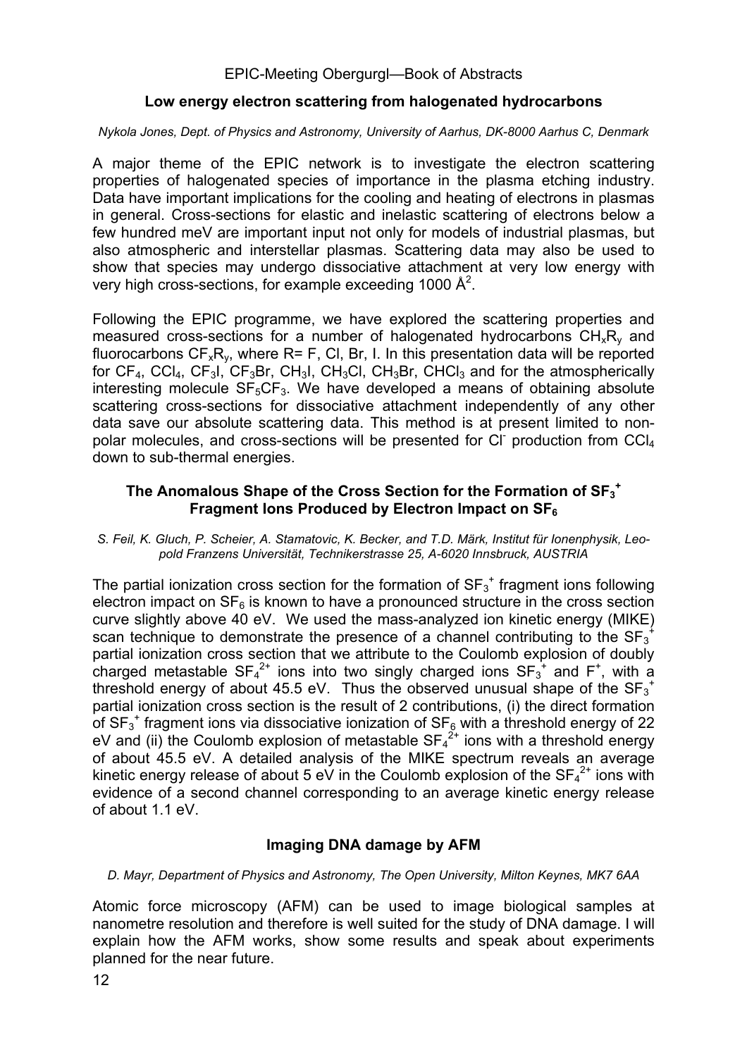## Low energy electron scattering from halogenated hydrocarbons

*Nykola Jones, Dept. of Physics and Astronomy, University of Aarhus, DK-8000 Aarhus C, Denmark*

A major theme of the EPIC network is to investigate the electron scattering properties of halogenated species of importance in the plasma etching industry. Data have important implications for the cooling and heating of electrons in plasmas in general. Cross-sections for elastic and inelastic scattering of electrons below a few hundred meV are important input not only for models of industrial plasmas, but also atmospheric and interstellar plasmas. Scattering data may also be used to show that species may undergo dissociative attachment at very low energy with very high cross-sections, for example exceeding 1000 Å$^2$.

Following the EPIC programme, we have explored the scattering properties and measured cross-sections for a number of halogenated hydrocarbons $CH_xR_y$ and fluorocarbons $CF_xR_y$, where R= F, Cl, Br, I. In this presentation data will be reported for $CF_4$, $CCl_4$, $CF_3I$, $CF_3Br$, $CH_3I$, $CH_3Cl$, $CH_3Br$, $CHCl_3$ and for the atmospherically interesting molecule $SF_5CF_3$. We have developed a means of obtaining absolute scattering cross-sections for dissociative attachment independently of any other data save our absolute scattering data. This method is at present limited to non-polar molecules, and cross-sections will be presented for $Cl^-$ production from $CCl_4$ down to sub-thermal energies.

## The Anomalous Shape of the Cross Section for the Formation of $SF_3^+$ Fragment Ions Produced by Electron Impact on $SF_6$

*S. Feil, K. Gluch, P. Scheier, A. Stamatovic, K. Becker, and T.D. Märk, Institut für Ionenphysik, Leopold Franzens Universität, Technikerstrasse 25, A-6020 Innsbruck, AUSTRIA*

The partial ionization cross section for the formation of $SF_3^+$ fragment ions following electron impact on $SF_6$ is known to have a pronounced structure in the cross section curve slightly above 40 eV. We used the mass-analyzed ion kinetic energy (MIKE) scan technique to demonstrate the presence of a channel contributing to the $SF_3^+$ partial ionization cross section that we attribute to the Coulomb explosion of doubly charged metastable $SF_4^{2+}$ ions into two singly charged ions $SF_3^+$ and $F^+$, with a threshold energy of about 45.5 eV. Thus the observed unusual shape of the $SF_3^+$ partial ionization cross section is the result of 2 contributions, (i) the direct formation of $SF_3^+$ fragment ions via dissociative ionization of $SF_6$ with a threshold energy of 22 eV and (ii) the Coulomb explosion of metastable $SF_4^{2+}$ ions with a threshold energy of about 45.5 eV. A detailed analysis of the MIKE spectrum reveals an average kinetic energy release of about 5 eV in the Coulomb explosion of the $SF_4^{2+}$ ions with evidence of a second channel corresponding to an average kinetic energy release of about 1.1 eV.

## Imaging DNA damage by AFM

*D. Mayr, Department of Physics and Astronomy, The Open University, Milton Keynes, MK7 6AA*

Atomic force microscopy (AFM) can be used to image biological samples at nanometre resolution and therefore is well suited for the study of DNA damage. I will explain how the AFM works, show some results and speak about experiments planned for the near future.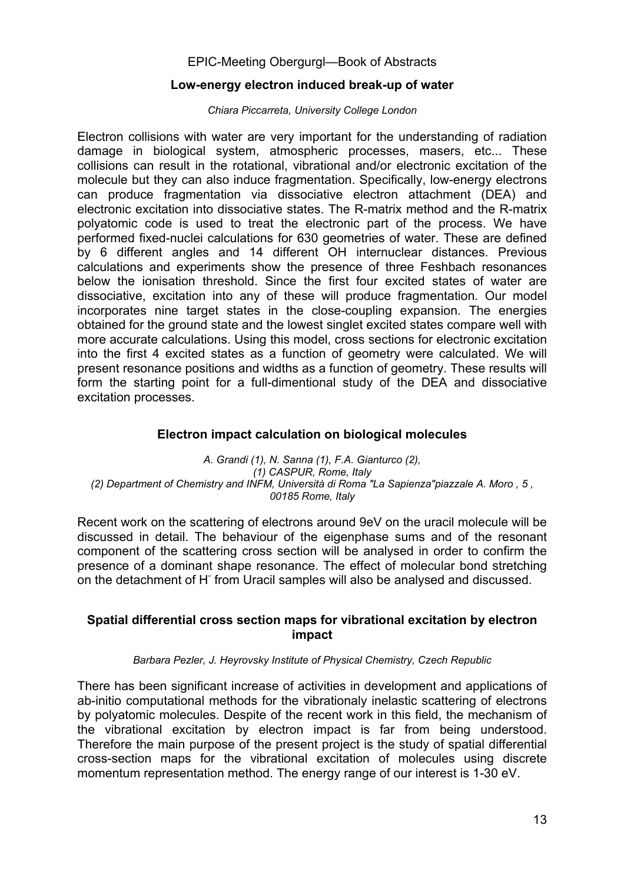## Low-energy electron induced break-up of water

*Chiara Piccarreta, University College London*

Electron collisions with water are very important for the understanding of radiation damage in biological system, atmospheric processes, masers, etc... These collisions can result in the rotational, vibrational and/or electronic excitation of the molecule but they can also induce fragmentation. Specifically, low-energy electrons can produce fragmentation via dissociative electron attachment (DEA) and electronic excitation into dissociative states. The R-matrix method and the R-matrix polyatomic code is used to treat the electronic part of the process. We have performed fixed-nuclei calculations for 630 geometries of water. These are defined by 6 different angles and 14 different OH internuclear distances. Previous calculations and experiments show the presence of three Feshbach resonances below the ionisation threshold. Since the first four excited states of water are dissociative, excitation into any of these will produce fragmentation. Our model incorporates nine target states in the close-coupling expansion. The energies obtained for the ground state and the lowest singlet excited states compare well with more accurate calculations. Using this model, cross sections for electronic excitation into the first 4 excited states as a function of geometry were calculated. We will present resonance positions and widths as a function of geometry. These results will form the starting point for a full-dimentional study of the DEA and dissociative excitation processes.

## Electron impact calculation on biological molecules

*A. Grandi (1), N. Sanna (1), F.A. Gianturco (2),*
*(1) CASPUR, Rome, Italy*
*(2) Department of Chemistry and INFM, Università di Roma "La Sapienza"piazzale A. Moro , 5 , 00185 Rome, Italy*

Recent work on the scattering of electrons around 9eV on the uracil molecule will be discussed in detail. The behaviour of the eigenphase sums and of the resonant component of the scattering cross section will be analysed in order to confirm the presence of a dominant shape resonance. The effect of molecular bond stretching on the detachment of $H^-$ from Uracil samples will also be analysed and discussed.

## Spatial differential cross section maps for vibrational excitation by electron impact

*Barbara Pezler, J. Heyrovsky Institute of Physical Chemistry, Czech Republic*

There has been significant increase of activities in development and applications of ab-initio computational methods for the vibrationaly inelastic scattering of electrons by polyatomic molecules. Despite of the recent work in this field, the mechanism of the vibrational excitation by electron impact is far from being understood. Therefore the main purpose of the present project is the study of spatial differential cross-section maps for the vibrational excitation of molecules using discrete momentum representation method. The energy range of our interest is 1-30 eV.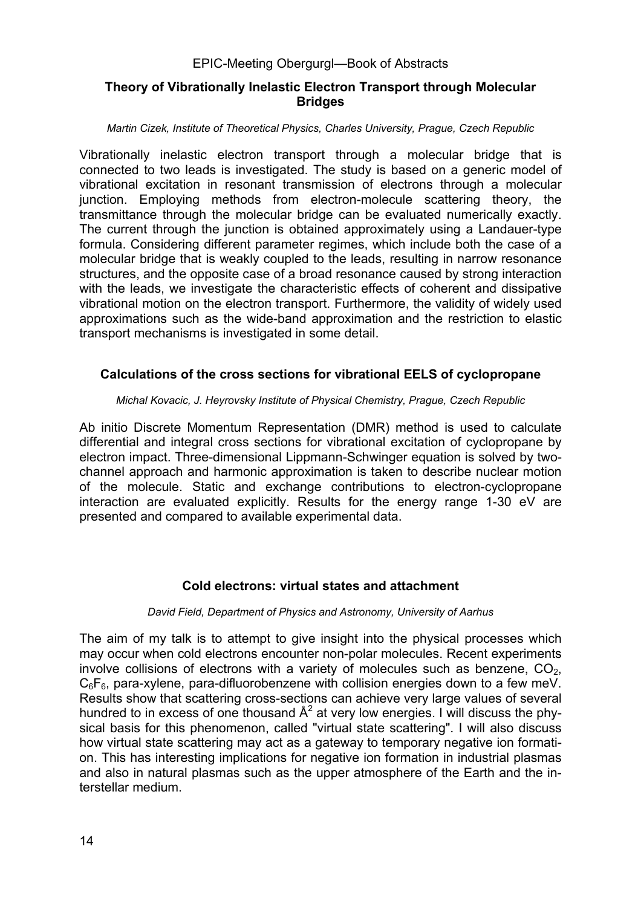## Theory of Vibrationally Inelastic Electron Transport through Molecular Bridges

*Martin Cizek, Institute of Theoretical Physics, Charles University, Prague, Czech Republic*

Vibrationally inelastic electron transport through a molecular bridge that is connected to two leads is investigated. The study is based on a generic model of vibrational excitation in resonant transmission of electrons through a molecular junction. Employing methods from electron-molecule scattering theory, the transmittance through the molecular bridge can be evaluated numerically exactly. The current through the junction is obtained approximately using a Landauer-type formula. Considering different parameter regimes, which include both the case of a molecular bridge that is weakly coupled to the leads, resulting in narrow resonance structures, and the opposite case of a broad resonance caused by strong interaction with the leads, we investigate the characteristic effects of coherent and dissipative vibrational motion on the electron transport. Furthermore, the validity of widely used approximations such as the wide-band approximation and the restriction to elastic transport mechanisms is investigated in some detail.

## Calculations of the cross sections for vibrational EELS of cyclopropane

*Michal Kovacic, J. Heyrovsky Institute of Physical Chemistry, Prague, Czech Republic*

Ab initio Discrete Momentum Representation (DMR) method is used to calculate differential and integral cross sections for vibrational excitation of cyclopropane by electron impact. Three-dimensional Lippmann-Schwinger equation is solved by two-channel approach and harmonic approximation is taken to describe nuclear motion of the molecule. Static and exchange contributions to electron-cyclopropane interaction are evaluated explicitly. Results for the energy range 1-30 eV are presented and compared to available experimental data.

## Cold electrons: virtual states and attachment

*David Field, Department of Physics and Astronomy, University of Aarhus*

The aim of my talk is to attempt to give insight into the physical processes which may occur when cold electrons encounter non-polar molecules. Recent experiments involve collisions of electrons with a variety of molecules such as benzene, $CO_2$, $C_6F_6$, para-xylene, para-difluorobenzene with collision energies down to a few meV. Results show that scattering cross-sections can achieve very large values of several hundred to in excess of one thousand $Å^2$ at very low energies. I will discuss the physical basis for this phenomenon, called "virtual state scattering". I will also discuss how virtual state scattering may act as a gateway to temporary negative ion formation. This has interesting implications for negative ion formation in industrial plasmas and also in natural plasmas such as the upper atmosphere of the Earth and the interstellar medium.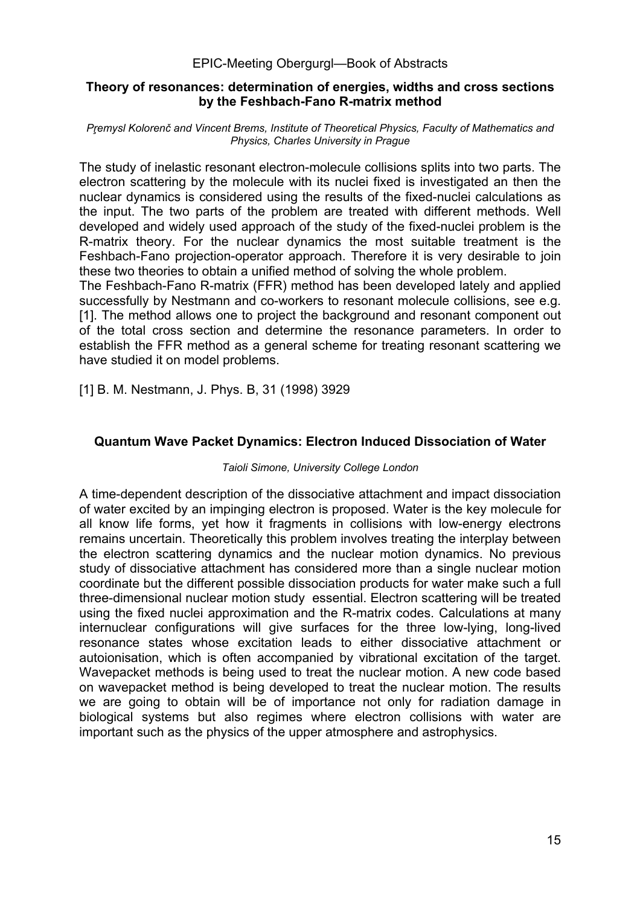### Theory of resonances: determination of energies, widths and cross sections by the Feshbach-Fano R-matrix method

*Pŗemysl Kolorenč and Vincent Brems, Institute of Theoretical Physics, Faculty of Mathematics and Physics, Charles University in Prague*

The study of inelastic resonant electron-molecule collisions splits into two parts. The electron scattering by the molecule with its nuclei fixed is investigated an then the nuclear dynamics is considered using the results of the fixed-nuclei calculations as the input. The two parts of the problem are treated with different methods. Well developed and widely used approach of the study of the fixed-nuclei problem is the R-matrix theory. For the nuclear dynamics the most suitable treatment is the Feshbach-Fano projection-operator approach. Therefore it is very desirable to join these two theories to obtain a unified method of solving the whole problem.

The Feshbach-Fano R-matrix (FFR) method has been developed lately and applied successfully by Nestmann and co-workers to resonant molecule collisions, see e.g. [1]. The method allows one to project the background and resonant component out of the total cross section and determine the resonance parameters. In order to establish the FFR method as a general scheme for treating resonant scattering we have studied it on model problems.

[1] B. M. Nestmann, J. Phys. B, 31 (1998) 3929

### Quantum Wave Packet Dynamics: Electron Induced Dissociation of Water

*Taioli Simone, University College London*

A time-dependent description of the dissociative attachment and impact dissociation of water excited by an impinging electron is proposed. Water is the key molecule for all know life forms, yet how it fragments in collisions with low-energy electrons remains uncertain. Theoretically this problem involves treating the interplay between the electron scattering dynamics and the nuclear motion dynamics. No previous study of dissociative attachment has considered more than a single nuclear motion coordinate but the different possible dissociation products for water make such a full three-dimensional nuclear motion study essential. Electron scattering will be treated using the fixed nuclei approximation and the R-matrix codes. Calculations at many internuclear configurations will give surfaces for the three low-lying, long-lived resonance states whose excitation leads to either dissociative attachment or autoionisation, which is often accompanied by vibrational excitation of the target. Wavepacket methods is being used to treat the nuclear motion. A new code based on wavepacket method is being developed to treat the nuclear motion. The results we are going to obtain will be of importance not only for radiation damage in biological systems but also regimes where electron collisions with water are important such as the physics of the upper atmosphere and astrophysics.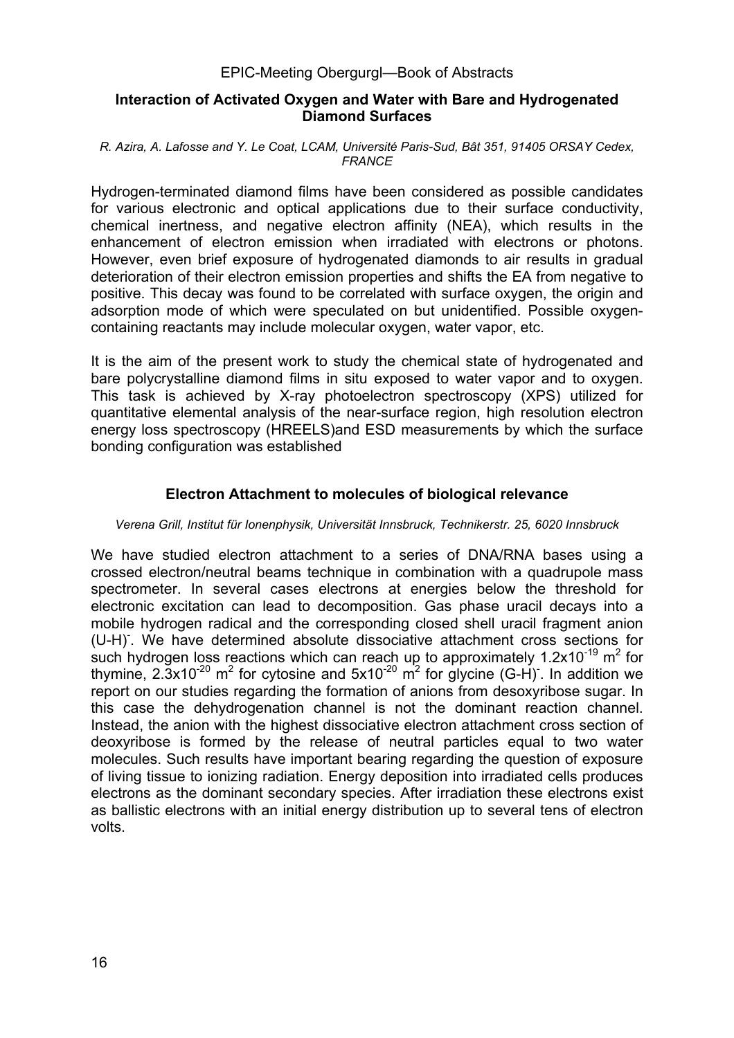## Interaction of Activated Oxygen and Water with Bare and Hydrogenated Diamond Surfaces

*R. Azira, A. Lafosse and Y. Le Coat, LCAM, Université Paris-Sud, Bât 351, 91405 ORSAY Cedex, FRANCE*

Hydrogen-terminated diamond films have been considered as possible candidates for various electronic and optical applications due to their surface conductivity, chemical inertness, and negative electron affinity (NEA), which results in the enhancement of electron emission when irradiated with electrons or photons. However, even brief exposure of hydrogenated diamonds to air results in gradual deterioration of their electron emission properties and shifts the EA from negative to positive. This decay was found to be correlated with surface oxygen, the origin and adsorption mode of which were speculated on but unidentified. Possible oxygen-containing reactants may include molecular oxygen, water vapor, etc.

It is the aim of the present work to study the chemical state of hydrogenated and bare polycrystalline diamond films in situ exposed to water vapor and to oxygen. This task is achieved by X-ray photoelectron spectroscopy (XPS) utilized for quantitative elemental analysis of the near-surface region, high resolution electron energy loss spectroscopy (HREELS)and ESD measurements by which the surface bonding configuration was established

## Electron Attachment to molecules of biological relevance

*Verena Grill, Institut für Ionenphysik, Universität Innsbruck, Technikerstr. 25, 6020 Innsbruck*

We have studied electron attachment to a series of DNA/RNA bases using a crossed electron/neutral beams technique in combination with a quadrupole mass spectrometer. In several cases electrons at energies below the threshold for electronic excitation can lead to decomposition. Gas phase uracil decays into a mobile hydrogen radical and the corresponding closed shell uracil fragment anion $(U\text{-}H)^-$. We have determined absolute dissociative attachment cross sections for such hydrogen loss reactions which can reach up to approximately $1.2 \times 10^{-19}$ $m^2$ for thymine, $2.3 \times 10^{-20}$ $m^2$ for cytosine and $5 \times 10^{-20}$ $m^2$ for glycine $(G\text{-}H)^-$. In addition we report on our studies regarding the formation of anions from desoxyribose sugar. In this case the dehydrogenation channel is not the dominant reaction channel. Instead, the anion with the highest dissociative electron attachment cross section of deoxyribose is formed by the release of neutral particles equal to two water molecules. Such results have important bearing regarding the question of exposure of living tissue to ionizing radiation. Energy deposition into irradiated cells produces electrons as the dominant secondary species. After irradiation these electrons exist as ballistic electrons with an initial energy distribution up to several tens of electron volts.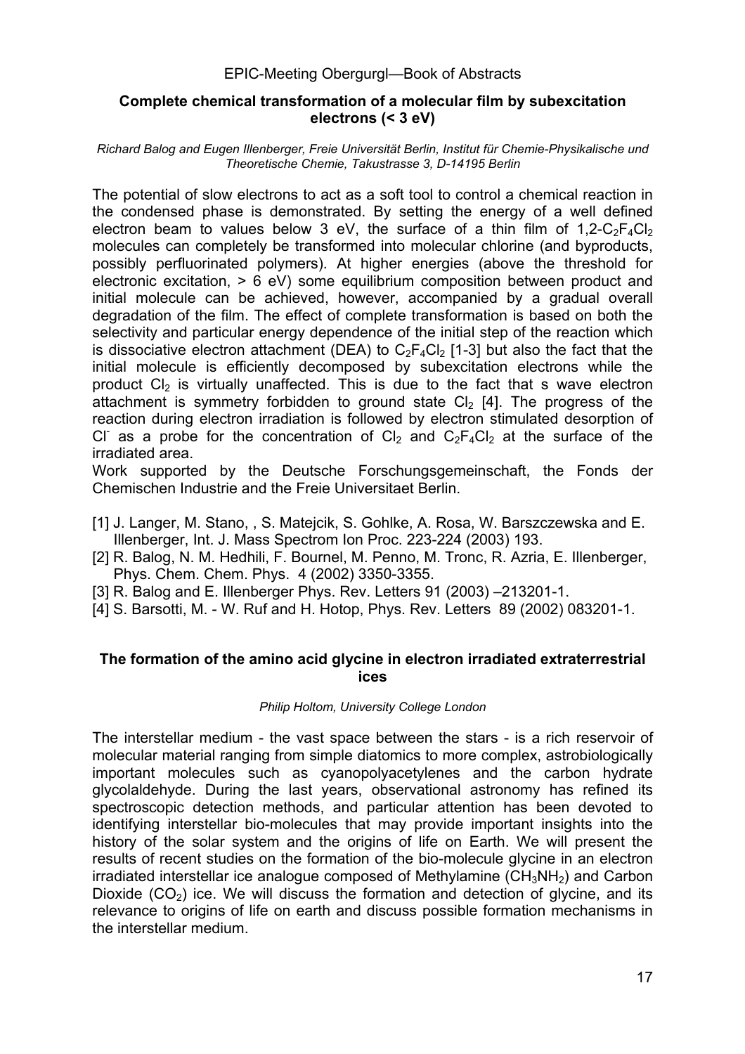## Complete chemical transformation of a molecular film by subexcitation electrons (< 3 eV)

*Richard Balog and Eugen Illenberger, Freie Universität Berlin, Institut für Chemie-Physikalische und Theoretische Chemie, Takustrasse 3, D-14195 Berlin*

The potential of slow electrons to act as a soft tool to control a chemical reaction in the condensed phase is demonstrated. By setting the energy of a well defined electron beam to values below 3 eV, the surface of a thin film of 1,2-$C_2F_4Cl_2$ molecules can completely be transformed into molecular chlorine (and byproducts, possibly perfluorinated polymers). At higher energies (above the threshold for electronic excitation, > 6 eV) some equilibrium composition between product and initial molecule can be achieved, however, accompanied by a gradual overall degradation of the film. The effect of complete transformation is based on both the selectivity and particular energy dependence of the initial step of the reaction which is dissociative electron attachment (DEA) to $C_2F_4Cl_2$ [1-3] but also the fact that the initial molecule is efficiently decomposed by subexcitation electrons while the product $Cl_2$ is virtually unaffected. This is due to the fact that s wave electron attachment is symmetry forbidden to ground state $Cl_2$ [4]. The progress of the reaction during electron irradiation is followed by electron stimulated desorption of $Cl^-$ as a probe for the concentration of $Cl_2$ and $C_2F_4Cl_2$ at the surface of the irradiated area.

Work supported by the Deutsche Forschungsgemeinschaft, the Fonds der Chemischen Industrie and the Freie Universitaet Berlin.

[1] J. Langer, M. Stano, , S. Matejcik, S. Gohlke, A. Rosa, W. Barszczewska and E. Illenberger, Int. J. Mass Spectrom Ion Proc. 223-224 (2003) 193.

[2] R. Balog, N. M. Hedhili, F. Bournel, M. Penno, M. Tronc, R. Azria, E. Illenberger, Phys. Chem. Chem. Phys. 4 (2002) 3350-3355.

[3] R. Balog and E. Illenberger Phys. Rev. Letters 91 (2003) –213201-1.

[4] S. Barsotti, M. - W. Ruf and H. Hotop, Phys. Rev. Letters 89 (2002) 083201-1.

## The formation of the amino acid glycine in electron irradiated extraterrestrial ices

*Philip Holtom, University College London*

The interstellar medium - the vast space between the stars - is a rich reservoir of molecular material ranging from simple diatomics to more complex, astrobiologically important molecules such as cyanopolyacetylenes and the carbon hydrate glycolaldehyde. During the last years, observational astronomy has refined its spectroscopic detection methods, and particular attention has been devoted to identifying interstellar bio-molecules that may provide important insights into the history of the solar system and the origins of life on Earth. We will present the results of recent studies on the formation of the bio-molecule glycine in an electron irradiated interstellar ice analogue composed of Methylamine ($CH_3NH_2$) and Carbon Dioxide ($CO_2$) ice. We will discuss the formation and detection of glycine, and its relevance to origins of life on earth and discuss possible formation mechanisms in the interstellar medium.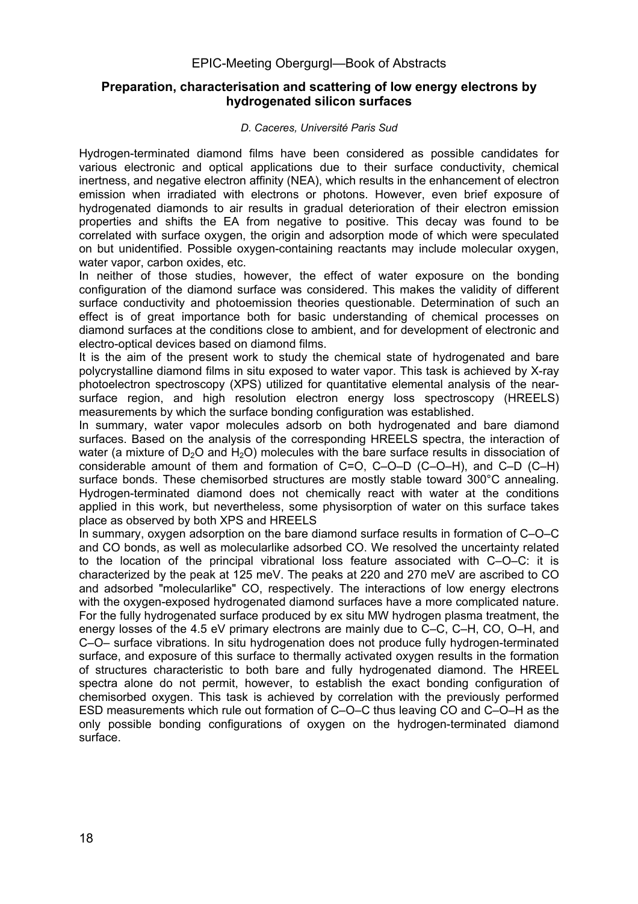## Preparation, characterisation and scattering of low energy electrons by hydrogenated silicon surfaces

*D. Caceres, Université Paris Sud*

Hydrogen-terminated diamond films have been considered as possible candidates for various electronic and optical applications due to their surface conductivity, chemical inertness, and negative electron affinity (NEA), which results in the enhancement of electron emission when irradiated with electrons or photons. However, even brief exposure of hydrogenated diamonds to air results in gradual deterioration of their electron emission properties and shifts the EA from negative to positive. This decay was found to be correlated with surface oxygen, the origin and adsorption mode of which were speculated on but unidentified. Possible oxygen-containing reactants may include molecular oxygen, water vapor, carbon oxides, etc.

In neither of those studies, however, the effect of water exposure on the bonding configuration of the diamond surface was considered. This makes the validity of different surface conductivity and photoemission theories questionable. Determination of such an effect is of great importance both for basic understanding of chemical processes on diamond surfaces at the conditions close to ambient, and for development of electronic and electro-optical devices based on diamond films.

It is the aim of the present work to study the chemical state of hydrogenated and bare polycrystalline diamond films in situ exposed to water vapor. This task is achieved by X-ray photoelectron spectroscopy (XPS) utilized for quantitative elemental analysis of the near-surface region, and high resolution electron energy loss spectroscopy (HREELS) measurements by which the surface bonding configuration was established.

In summary, water vapor molecules adsorb on both hydrogenated and bare diamond surfaces. Based on the analysis of the corresponding HREELS spectra, the interaction of water (a mixture of $D_2O$ and $H_2O$) molecules with the bare surface results in dissociation of considerable amount of them and formation of C=O, C–O–D (C–O–H), and C–D (C–H) surface bonds. These chemisorbed structures are mostly stable toward 300°C annealing. Hydrogen-terminated diamond does not chemically react with water at the conditions applied in this work, but nevertheless, some physisorption of water on this surface takes place as observed by both XPS and HREELS

In summary, oxygen adsorption on the bare diamond surface results in formation of C–O–C and CO bonds, as well as molecularlike adsorbed CO. We resolved the uncertainty related to the location of the principal vibrational loss feature associated with C–O–C: it is characterized by the peak at 125 meV. The peaks at 220 and 270 meV are ascribed to CO and adsorbed "molecularlike" CO, respectively. The interactions of low energy electrons with the oxygen-exposed hydrogenated diamond surfaces have a more complicated nature. For the fully hydrogenated surface produced by ex situ MW hydrogen plasma treatment, the energy losses of the 4.5 eV primary electrons are mainly due to C–C, C–H, CO, O–H, and C–O– surface vibrations. In situ hydrogenation does not produce fully hydrogen-terminated surface, and exposure of this surface to thermally activated oxygen results in the formation of structures characteristic to both bare and fully hydrogenated diamond. The HREEL spectra alone do not permit, however, to establish the exact bonding configuration of chemisorbed oxygen. This task is achieved by correlation with the previously performed ESD measurements which rule out formation of C–O–C thus leaving CO and C–O–H as the only possible bonding configurations of oxygen on the hydrogen-terminated diamond surface.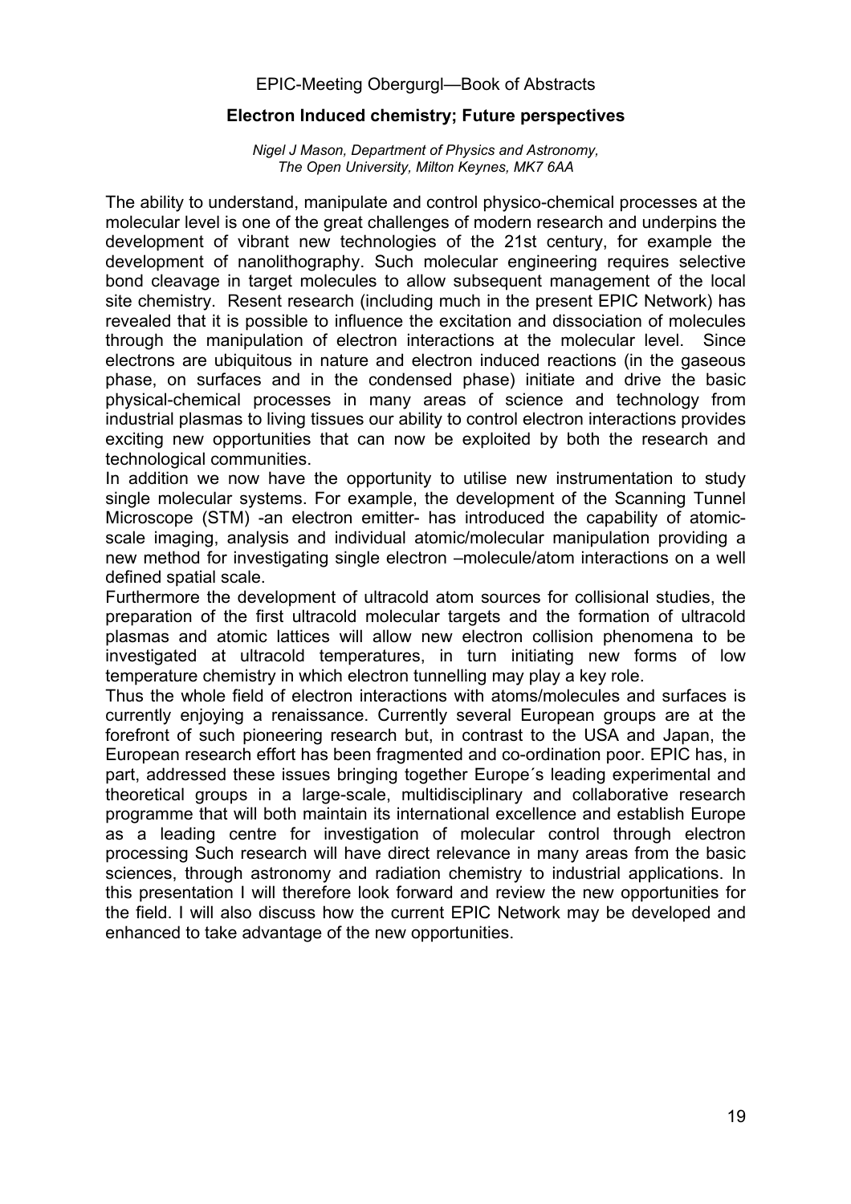## Electron Induced chemistry; Future perspectives

*Nigel J Mason, Department of Physics and Astronomy, The Open University, Milton Keynes, MK7 6AA*

The ability to understand, manipulate and control physico-chemical processes at the molecular level is one of the great challenges of modern research and underpins the development of vibrant new technologies of the 21st century, for example the development of nanolithography. Such molecular engineering requires selective bond cleavage in target molecules to allow subsequent management of the local site chemistry. Resent research (including much in the present EPIC Network) has revealed that it is possible to influence the excitation and dissociation of molecules through the manipulation of electron interactions at the molecular level. Since electrons are ubiquitous in nature and electron induced reactions (in the gaseous phase, on surfaces and in the condensed phase) initiate and drive the basic physical-chemical processes in many areas of science and technology from industrial plasmas to living tissues our ability to control electron interactions provides exciting new opportunities that can now be exploited by both the research and technological communities.

In addition we now have the opportunity to utilise new instrumentation to study single molecular systems. For example, the development of the Scanning Tunnel Microscope (STM) -an electron emitter- has introduced the capability of atomic-scale imaging, analysis and individual atomic/molecular manipulation providing a new method for investigating single electron –molecule/atom interactions on a well defined spatial scale.

Furthermore the development of ultracold atom sources for collisional studies, the preparation of the first ultracold molecular targets and the formation of ultracold plasmas and atomic lattices will allow new electron collision phenomena to be investigated at ultracold temperatures, in turn initiating new forms of low temperature chemistry in which electron tunnelling may play a key role.

Thus the whole field of electron interactions with atoms/molecules and surfaces is currently enjoying a renaissance. Currently several European groups are at the forefront of such pioneering research but, in contrast to the USA and Japan, the European research effort has been fragmented and co-ordination poor. EPIC has, in part, addressed these issues bringing together Europe´s leading experimental and theoretical groups in a large-scale, multidisciplinary and collaborative research programme that will both maintain its international excellence and establish Europe as a leading centre for investigation of molecular control through electron processing Such research will have direct relevance in many areas from the basic sciences, through astronomy and radiation chemistry to industrial applications. In this presentation I will therefore look forward and review the new opportunities for the field. I will also discuss how the current EPIC Network may be developed and enhanced to take advantage of the new opportunities.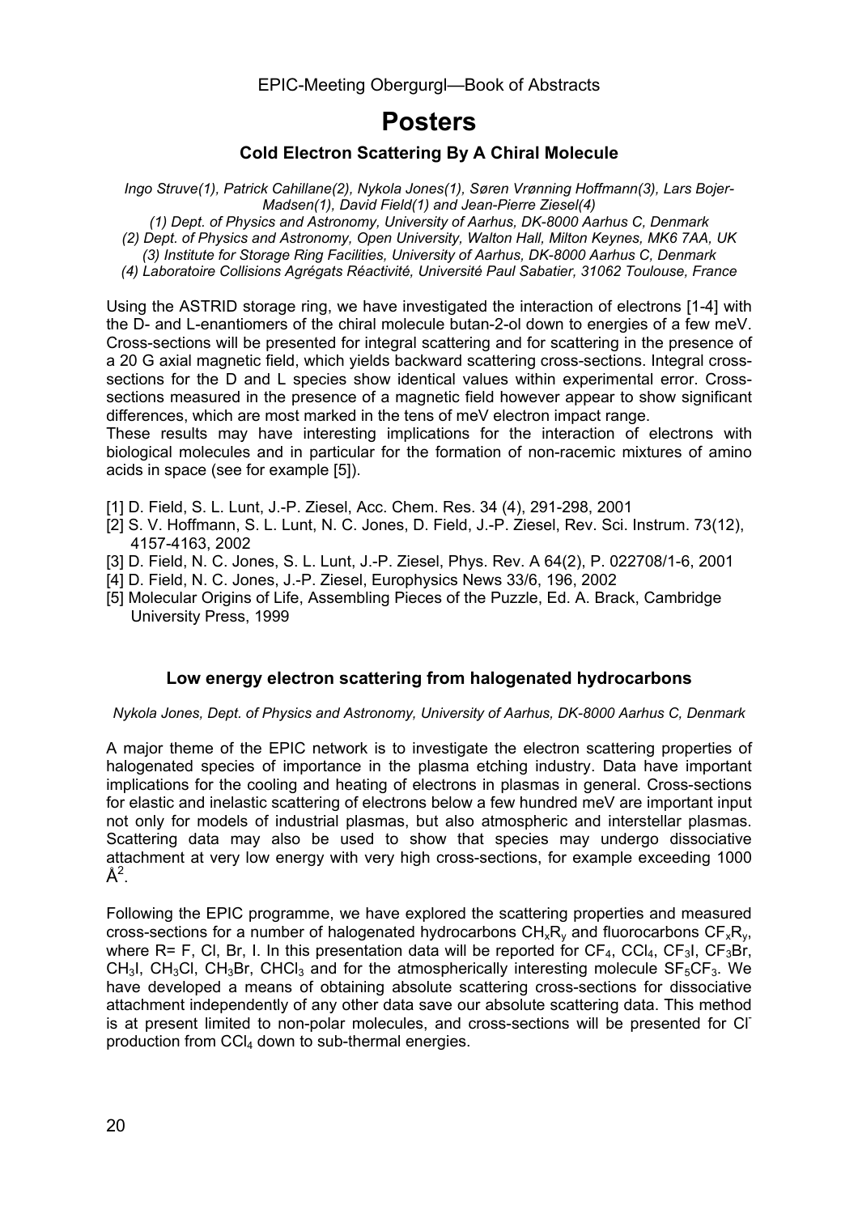# Posters

## Cold Electron Scattering By A Chiral Molecule

*Ingo Struve(1), Patrick Cahillane(2), Nykola Jones(1), Søren Vrønning Hoffmann(3), Lars Bojer-Madsen(1), David Field(1) and Jean-Pierre Ziesel(4)*

*(1) Dept. of Physics and Astronomy, University of Aarhus, DK-8000 Aarhus C, Denmark*
*(2) Dept. of Physics and Astronomy, Open University, Walton Hall, Milton Keynes, MK6 7AA, UK*
*(3) Institute for Storage Ring Facilities, University of Aarhus, DK-8000 Aarhus C, Denmark*
*(4) Laboratoire Collisions Agrégats Réactivité, Université Paul Sabatier, 31062 Toulouse, France*

Using the ASTRID storage ring, we have investigated the interaction of electrons [1-4] with the D- and L-enantiomers of the chiral molecule butan-2-ol down to energies of a few meV. Cross-sections will be presented for integral scattering and for scattering in the presence of a 20 G axial magnetic field, which yields backward scattering cross-sections. Integral cross-sections for the D and L species show identical values within experimental error. Cross-sections measured in the presence of a magnetic field however appear to show significant differences, which are most marked in the tens of meV electron impact range.
These results may have interesting implications for the interaction of electrons with biological molecules and in particular for the formation of non-racemic mixtures of amino acids in space (see for example [5]).

[1] D. Field, S. L. Lunt, J.-P. Ziesel, Acc. Chem. Res. 34 (4), 291-298, 2001
[2] S. V. Hoffmann, S. L. Lunt, N. C. Jones, D. Field, J.-P. Ziesel, Rev. Sci. Instrum. 73(12), 4157-4163, 2002
[3] D. Field, N. C. Jones, S. L. Lunt, J.-P. Ziesel, Phys. Rev. A 64(2), P. 022708/1-6, 2001
[4] D. Field, N. C. Jones, J.-P. Ziesel, Europhysics News 33/6, 196, 2002
[5] Molecular Origins of Life, Assembling Pieces of the Puzzle, Ed. A. Brack, Cambridge University Press, 1999

## Low energy electron scattering from halogenated hydrocarbons

*Nykola Jones, Dept. of Physics and Astronomy, University of Aarhus, DK-8000 Aarhus C, Denmark*

A major theme of the EPIC network is to investigate the electron scattering properties of halogenated species of importance in the plasma etching industry. Data have important implications for the cooling and heating of electrons in plasmas in general. Cross-sections for elastic and inelastic scattering of electrons below a few hundred meV are important input not only for models of industrial plasmas, but also atmospheric and interstellar plasmas. Scattering data may also be used to show that species may undergo dissociative attachment at very low energy with very high cross-sections, for example exceeding 1000 $Å^2$.

Following the EPIC programme, we have explored the scattering properties and measured cross-sections for a number of halogenated hydrocarbons $CH_xR_y$ and fluorocarbons $CF_xR_y$, where R= F, Cl, Br, I. In this presentation data will be reported for $CF_4$, $CCl_4$, $CF_3I$, $CF_3Br$, $CH_3I$, $CH_3Cl$, $CH_3Br$, $CHCl_3$ and for the atmospherically interesting molecule $SF_5CF_3$. We have developed a means of obtaining absolute scattering cross-sections for dissociative attachment independently of any other data save our absolute scattering data. This method is at present limited to non-polar molecules, and cross-sections will be presented for $Cl^-$ production from $CCl_4$ down to sub-thermal energies.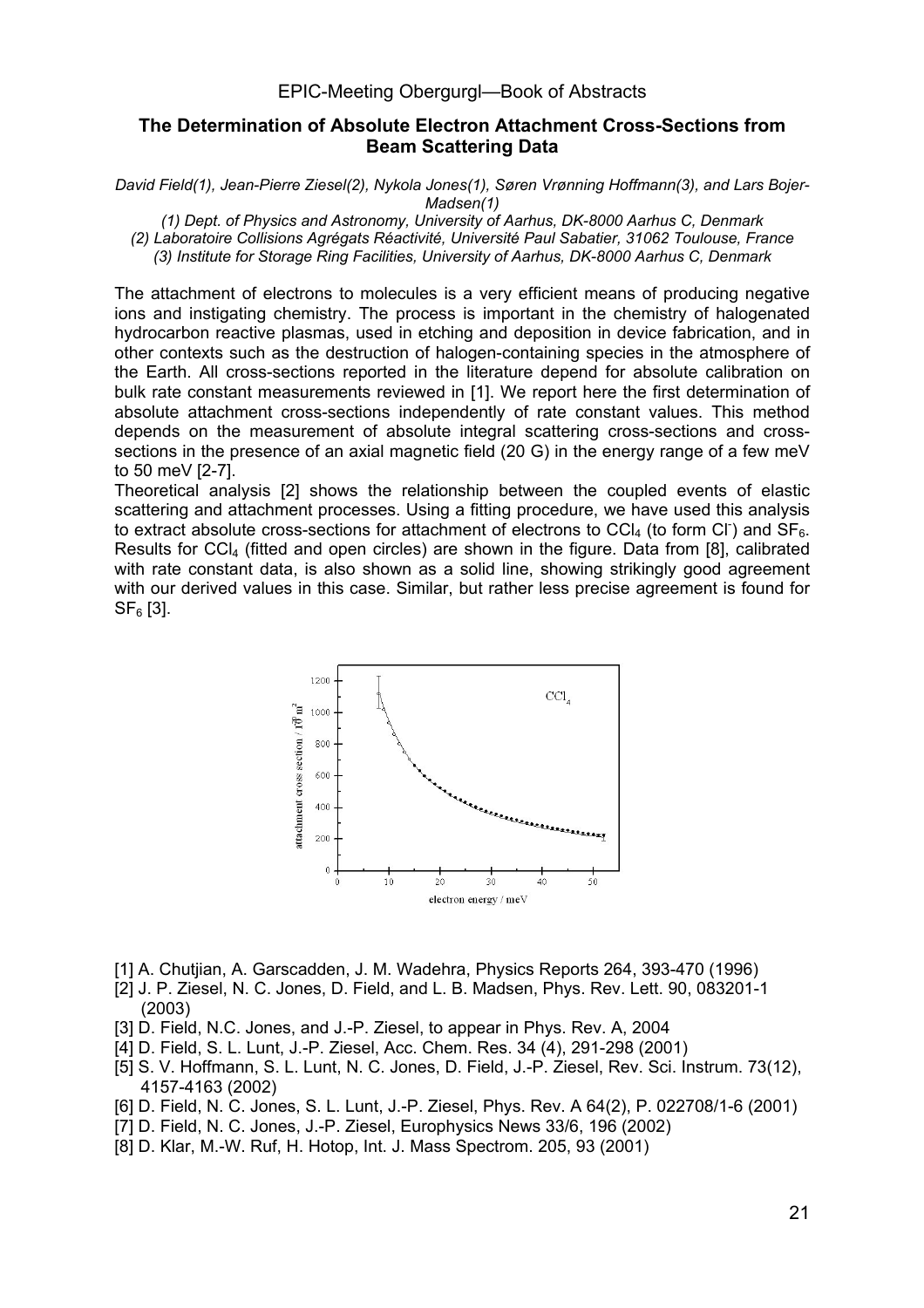## The Determination of Absolute Electron Attachment Cross-Sections from Beam Scattering Data

*David Field(1), Jean-Pierre Ziesel(2), Nykola Jones(1), Søren Vrønning Hoffmann(3), and Lars Bojer-Madsen(1)*

*(1) Dept. of Physics and Astronomy, University of Aarhus, DK-8000 Aarhus C, Denmark*
*(2) Laboratoire Collisions Agrégats Réactivité, Université Paul Sabatier, 31062 Toulouse, France*
*(3) Institute for Storage Ring Facilities, University of Aarhus, DK-8000 Aarhus C, Denmark*

The attachment of electrons to molecules is a very efficient means of producing negative ions and instigating chemistry. The process is important in the chemistry of halogenated hydrocarbon reactive plasmas, used in etching and deposition in device fabrication, and in other contexts such as the destruction of halogen-containing species in the atmosphere of the Earth. All cross-sections reported in the literature depend for absolute calibration on bulk rate constant measurements reviewed in [1]. We report here the first determination of absolute attachment cross-sections independently of rate constant values. This method depends on the measurement of absolute integral scattering cross-sections and cross-sections in the presence of an axial magnetic field (20 G) in the energy range of a few meV to 50 meV [2-7].

Theoretical analysis [2] shows the relationship between the coupled events of elastic scattering and attachment processes. Using a fitting procedure, we have used this analysis to extract absolute cross-sections for attachment of electrons to $CCl_4$ (to form $Cl^-$) and $SF_6$. Results for $CCl_4$ (fitted and open circles) are shown in the figure. Data from [8], calibrated with rate constant data, is also shown as a solid line, showing strikingly good agreement with our derived values in this case. Similar, but rather less precise agreement is found for $SF_6$ [3].

$CCl_4$

attachment cross section / $10^{-20}$ m$^2$

0
200
400
600
800
1000
1200

electron energy / meV

0
10
20
30
40
50

[1] A. Chutjian, A. Garscadden, J. M. Wadehra, Physics Reports 264, 393-470 (1996)
[2] J. P. Ziesel, N. C. Jones, D. Field, and L. B. Madsen, Phys. Rev. Lett. 90, 083201-1 (2003)
[3] D. Field, N.C. Jones, and J.-P. Ziesel, to appear in Phys. Rev. A, 2004
[4] D. Field, S. L. Lunt, J.-P. Ziesel, Acc. Chem. Res. 34 (4), 291-298 (2001)
[5] S. V. Hoffmann, S. L. Lunt, N. C. Jones, D. Field, J.-P. Ziesel, Rev. Sci. Instrum. 73(12), 4157-4163 (2002)
[6] D. Field, N. C. Jones, S. L. Lunt, J.-P. Ziesel, Phys. Rev. A 64(2), P. 022708/1-6 (2001)
[7] D. Field, N. C. Jones, J.-P. Ziesel, Europhysics News 33/6, 196 (2002)
[8] D. Klar, M.-W. Ruf, H. Hotop, Int. J. Mass Spectrom. 205, 93 (2001)